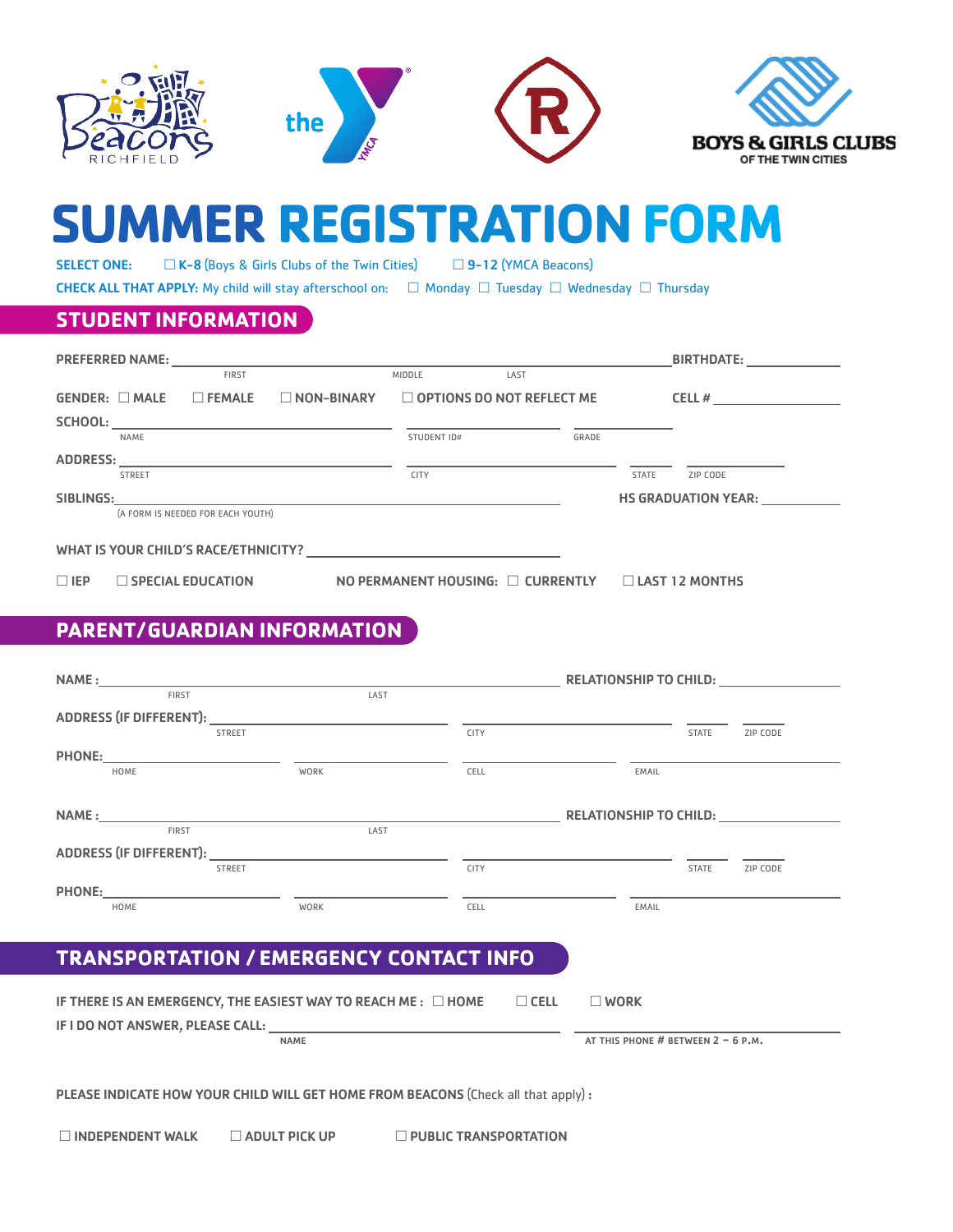Beacons RICHFIELD | the YMCA | R | BOYS & GIRLS CLUBS OF THE TWIN CITIES

# SUMMER REGISTRATION FORM

**SELECT ONE:** ☐ **K-8** (Boys & Girls Clubs of the Twin Cities) ☐ **9-12** (YMCA Beacons)

**CHECK ALL THAT APPLY:** My child will stay afterschool on: ☐ Monday ☐ Tuesday ☐ Wednesday ☐ Thursday

## STUDENT INFORMATION

**PREFERRED NAME:** ______________________ (FIRST) ______________________ (MIDDLE) ______________________ (LAST) **BIRTHDATE:** ____________

**GENDER:** ☐ **MALE** ☐ **FEMALE** ☐ **NON-BINARY** ☐ **OPTIONS DO NOT REFLECT ME** **CELL #** ____________

**SCHOOL:** ______________________ (NAME) ______________________ (STUDENT ID#) ____________ (GRADE)

**ADDRESS:** ______________________ (STREET) ______________________ (CITY) ________ (STATE) ________ (ZIP CODE)

**SIBLINGS:** ______________________ (A FORM IS NEEDED FOR EACH YOUTH) **HS GRADUATION YEAR:** ____________

**WHAT IS YOUR CHILD'S RACE/ETHNICITY?** ______________________

☐ **IEP** ☐ **SPECIAL EDUCATION** **NO PERMANENT HOUSING:** ☐ **CURRENTLY** ☐ **LAST 12 MONTHS**

## PARENT/GUARDIAN INFORMATION

**NAME:** ______________________ (FIRST) ______________________ (LAST) **RELATIONSHIP TO CHILD:** ____________

**ADDRESS (IF DIFFERENT):** ______________________ (STREET) ______________________ (CITY) ________ (STATE) ________ (ZIP CODE)

**PHONE:** ____________ (HOME) ____________ (WORK) ____________ (CELL) ____________ (EMAIL)

**NAME:** ______________________ (FIRST) ______________________ (LAST) **RELATIONSHIP TO CHILD:** ____________

**ADDRESS (IF DIFFERENT):** ______________________ (STREET) ______________________ (CITY) ________ (STATE) ________ (ZIP CODE)

**PHONE:** ____________ (HOME) ____________ (WORK) ____________ (CELL) ____________ (EMAIL)

## TRANSPORTATION / EMERGENCY CONTACT INFO

**IF THERE IS AN EMERGENCY, THE EASIEST WAY TO REACH ME:** ☐ **HOME** ☐ **CELL** ☐ **WORK**

**IF I DO NOT ANSWER, PLEASE CALL:** ______________________ (NAME) ______________________ (AT THIS PHONE # BETWEEN 2 – 6 P.M.)

**PLEASE INDICATE HOW YOUR CHILD WILL GET HOME FROM BEACONS** (Check all that apply):

☐ **INDEPENDENT WALK** ☐ **ADULT PICK UP** ☐ **PUBLIC TRANSPORTATION**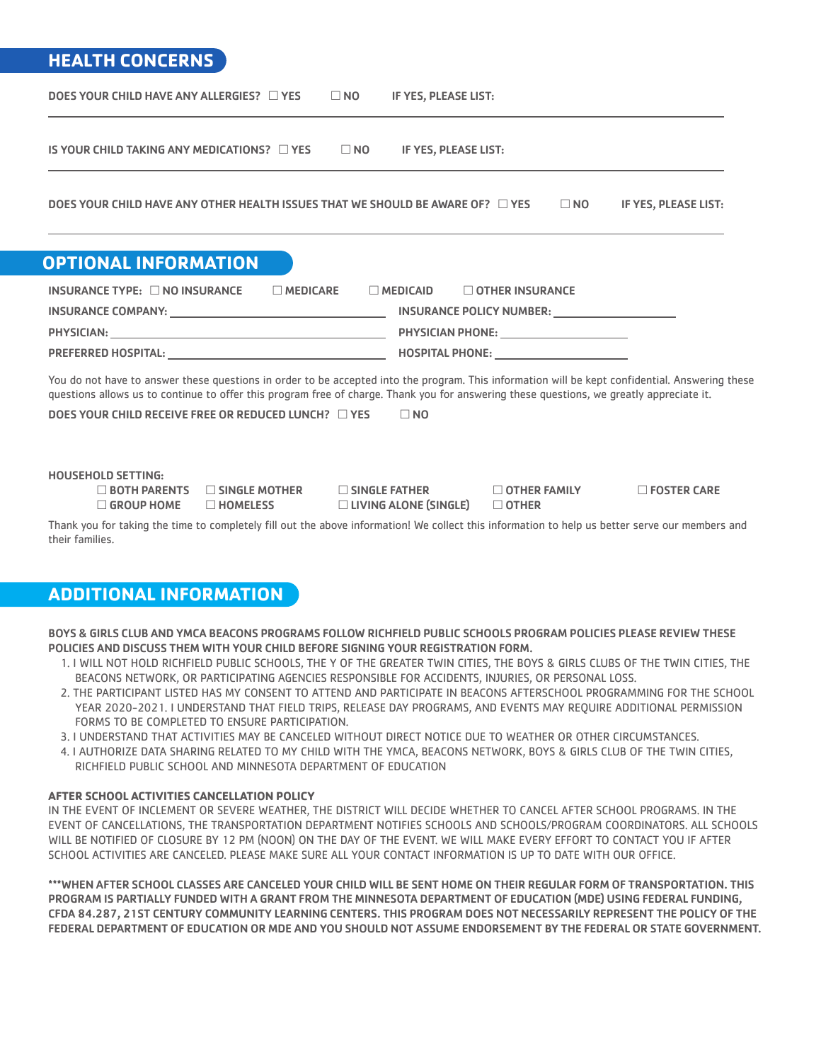## HEALTH CONCERNS

DOES YOUR CHILD HAVE ANY ALLERGIES? ☐ YES ☐ NO IF YES, PLEASE LIST: ______________________________

IS YOUR CHILD TAKING ANY MEDICATIONS? ☐ YES ☐ NO IF YES, PLEASE LIST: ______________________________

DOES YOUR CHILD HAVE ANY OTHER HEALTH ISSUES THAT WE SHOULD BE AWARE OF? ☐ YES ☐ NO IF YES, PLEASE LIST: ______________________________

## OPTIONAL INFORMATION

INSURANCE TYPE: ☐ NO INSURANCE ☐ MEDICARE ☐ MEDICAID ☐ OTHER INSURANCE

INSURANCE COMPANY: ______________________ INSURANCE POLICY NUMBER: ______________________

PHYSICIAN: ______________________ PHYSICIAN PHONE: ______________________

PREFERRED HOSPITAL: ______________________ HOSPITAL PHONE: ______________________

You do not have to answer these questions in order to be accepted into the program. This information will be kept confidential. Answering these questions allows us to continue to offer this program free of charge. Thank you for answering these questions, we greatly appreciate it.

DOES YOUR CHILD RECEIVE FREE OR REDUCED LUNCH? ☐ YES ☐ NO

HOUSEHOLD SETTING:

☐ BOTH PARENTS ☐ SINGLE MOTHER ☐ SINGLE FATHER ☐ OTHER FAMILY ☐ FOSTER CARE
☐ GROUP HOME ☐ HOMELESS ☐ LIVING ALONE (SINGLE) ☐ OTHER

Thank you for taking the time to completely fill out the above information! We collect this information to help us better serve our members and their families.

## ADDITIONAL INFORMATION

**BOYS & GIRLS CLUB AND YMCA BEACONS PROGRAMS FOLLOW RICHFIELD PUBLIC SCHOOLS PROGRAM POLICIES PLEASE REVIEW THESE POLICIES AND DISCUSS THEM WITH YOUR CHILD BEFORE SIGNING YOUR REGISTRATION FORM.**

1. I WILL NOT HOLD RICHFIELD PUBLIC SCHOOLS, THE Y OF THE GREATER TWIN CITIES, THE BOYS & GIRLS CLUBS OF THE TWIN CITIES, THE BEACONS NETWORK, OR PARTICIPATING AGENCIES RESPONSIBLE FOR ACCIDENTS, INJURIES, OR PERSONAL LOSS.
2. THE PARTICIPANT LISTED HAS MY CONSENT TO ATTEND AND PARTICIPATE IN BEACONS AFTERSCHOOL PROGRAMMING FOR THE SCHOOL YEAR 2020-2021. I UNDERSTAND THAT FIELD TRIPS, RELEASE DAY PROGRAMS, AND EVENTS MAY REQUIRE ADDITIONAL PERMISSION FORMS TO BE COMPLETED TO ENSURE PARTICIPATION.
3. I UNDERSTAND THAT ACTIVITIES MAY BE CANCELED WITHOUT DIRECT NOTICE DUE TO WEATHER OR OTHER CIRCUMSTANCES.
4. I AUTHORIZE DATA SHARING RELATED TO MY CHILD WITH THE YMCA, BEACONS NETWORK, BOYS & GIRLS CLUB OF THE TWIN CITIES, RICHFIELD PUBLIC SCHOOL AND MINNESOTA DEPARTMENT OF EDUCATION

**AFTER SCHOOL ACTIVITIES CANCELLATION POLICY**

IN THE EVENT OF INCLEMENT OR SEVERE WEATHER, THE DISTRICT WILL DECIDE WHETHER TO CANCEL AFTER SCHOOL PROGRAMS. IN THE EVENT OF CANCELLATIONS, THE TRANSPORTATION DEPARTMENT NOTIFIES SCHOOLS AND SCHOOLS/PROGRAM COORDINATORS. ALL SCHOOLS WILL BE NOTIFIED OF CLOSURE BY 12 PM (NOON) ON THE DAY OF THE EVENT. WE WILL MAKE EVERY EFFORT TO CONTACT YOU IF AFTER SCHOOL ACTIVITIES ARE CANCELED. PLEASE MAKE SURE ALL YOUR CONTACT INFORMATION IS UP TO DATE WITH OUR OFFICE.

**\*\*\*WHEN AFTER SCHOOL CLASSES ARE CANCELED YOUR CHILD WILL BE SENT HOME ON THEIR REGULAR FORM OF TRANSPORTATION. THIS PROGRAM IS PARTIALLY FUNDED WITH A GRANT FROM THE MINNESOTA DEPARTMENT OF EDUCATION (MDE) USING FEDERAL FUNDING, CFDA 84.287, 21ST CENTURY COMMUNITY LEARNING CENTERS. THIS PROGRAM DOES NOT NECESSARILY REPRESENT THE POLICY OF THE FEDERAL DEPARTMENT OF EDUCATION OR MDE AND YOU SHOULD NOT ASSUME ENDORSEMENT BY THE FEDERAL OR STATE GOVERNMENT.**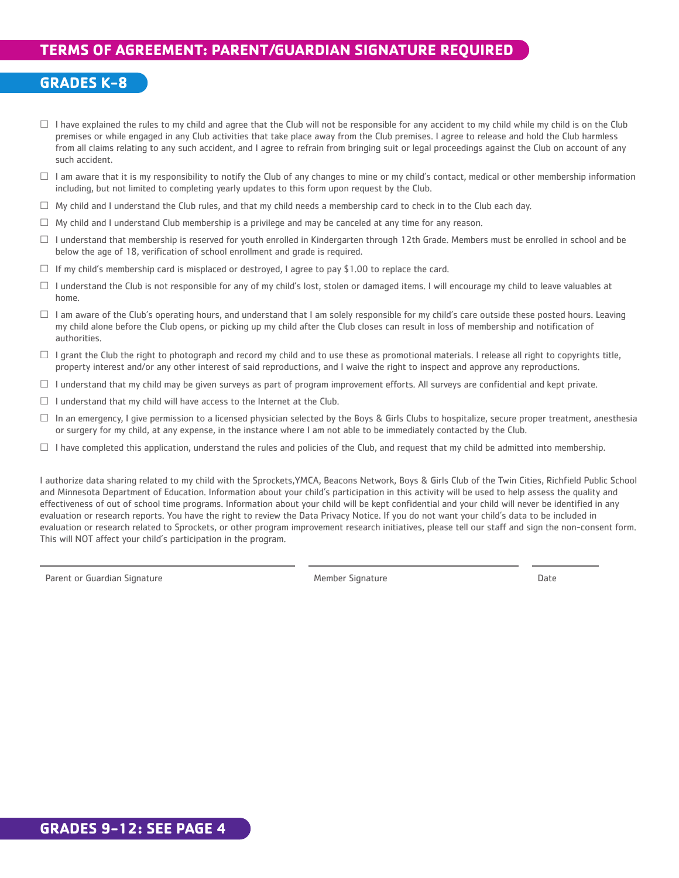## TERMS OF AGREEMENT: PARENT/GUARDIAN SIGNATURE REQUIRED

### GRADES K-8

- ☐ I have explained the rules to my child and agree that the Club will not be responsible for any accident to my child while my child is on the Club premises or while engaged in any Club activities that take place away from the Club premises. I agree to release and hold the Club harmless from all claims relating to any such accident, and I agree to refrain from bringing suit or legal proceedings against the Club on account of any such accident.
- ☐ I am aware that it is my responsibility to notify the Club of any changes to mine or my child's contact, medical or other membership information including, but not limited to completing yearly updates to this form upon request by the Club.
- ☐ My child and I understand the Club rules, and that my child needs a membership card to check in to the Club each day.
- ☐ My child and I understand Club membership is a privilege and may be canceled at any time for any reason.
- ☐ I understand that membership is reserved for youth enrolled in Kindergarten through 12th Grade. Members must be enrolled in school and be below the age of 18, verification of school enrollment and grade is required.
- ☐ If my child's membership card is misplaced or destroyed, I agree to pay $1.00 to replace the card.
- ☐ I understand the Club is not responsible for any of my child's lost, stolen or damaged items. I will encourage my child to leave valuables at home.
- ☐ I am aware of the Club's operating hours, and understand that I am solely responsible for my child's care outside these posted hours. Leaving my child alone before the Club opens, or picking up my child after the Club closes can result in loss of membership and notification of authorities.
- ☐ I grant the Club the right to photograph and record my child and to use these as promotional materials. I release all right to copyrights title, property interest and/or any other interest of said reproductions, and I waive the right to inspect and approve any reproductions.
- ☐ I understand that my child may be given surveys as part of program improvement efforts. All surveys are confidential and kept private.
- ☐ I understand that my child will have access to the Internet at the Club.
- ☐ In an emergency, I give permission to a licensed physician selected by the Boys & Girls Clubs to hospitalize, secure proper treatment, anesthesia or surgery for my child, at any expense, in the instance where I am not able to be immediately contacted by the Club.
- ☐ I have completed this application, understand the rules and policies of the Club, and request that my child be admitted into membership.

I authorize data sharing related to my child with the Sprockets,YMCA, Beacons Network, Boys & Girls Club of the Twin Cities, Richfield Public School and Minnesota Department of Education. Information about your child's participation in this activity will be used to help assess the quality and effectiveness of out of school time programs. Information about your child will be kept confidential and your child will never be identified in any evaluation or research reports. You have the right to review the Data Privacy Notice. If you do not want your child's data to be included in evaluation or research related to Sprockets, or other program improvement research initiatives, please tell our staff and sign the non-consent form. This will NOT affect your child's participation in the program.

\_\_\_\_\_\_\_\_\_\_\_\_\_\_\_\_\_\_\_\_\_\_\_\_\_\_\_\_ Parent or Guardian Signature

\_\_\_\_\_\_\_\_\_\_\_\_\_\_\_\_\_\_\_\_\_\_\_\_\_\_\_\_ Member Signature

\_\_\_\_\_\_\_\_\_\_\_\_ Date

### GRADES 9-12: SEE PAGE 4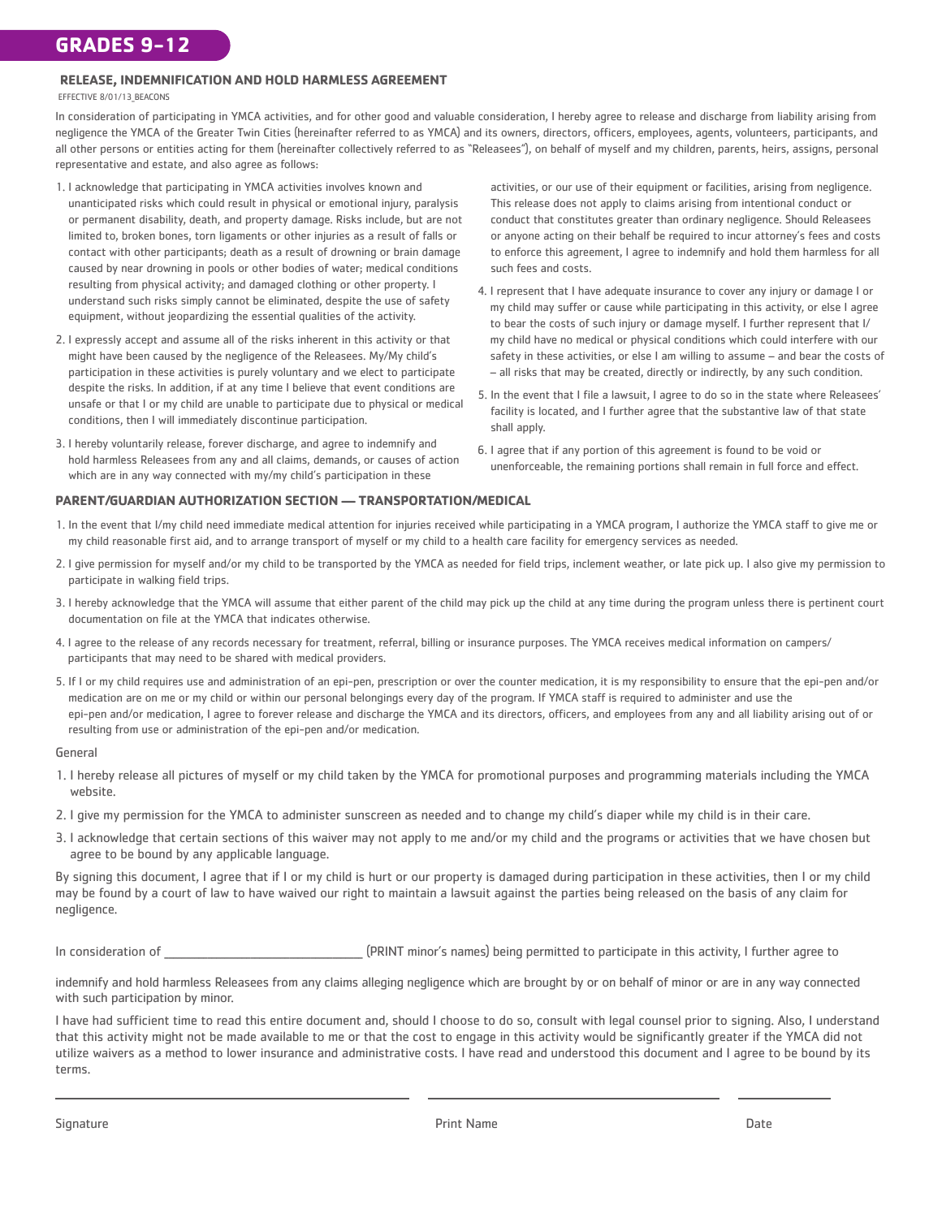## GRADES 9–12

### RELEASE, INDEMNIFICATION AND HOLD HARMLESS AGREEMENT

EFFECTIVE 8/01/13_BEACONS

In consideration of participating in YMCA activities, and for other good and valuable consideration, I hereby agree to release and discharge from liability arising from negligence the YMCA of the Greater Twin Cities (hereinafter referred to as YMCA) and its owners, directors, officers, employees, agents, volunteers, participants, and all other persons or entities acting for them (hereinafter collectively referred to as "Releasees"), on behalf of myself and my children, parents, heirs, assigns, personal representative and estate, and also agree as follows:

1. I acknowledge that participating in YMCA activities involves known and unanticipated risks which could result in physical or emotional injury, paralysis or permanent disability, death, and property damage. Risks include, but are not limited to, broken bones, torn ligaments or other injuries as a result of falls or contact with other participants; death as a result of drowning or brain damage caused by near drowning in pools or other bodies of water; medical conditions resulting from physical activity; and damaged clothing or other property. I understand such risks simply cannot be eliminated, despite the use of safety equipment, without jeopardizing the essential qualities of the activity.
2. I expressly accept and assume all of the risks inherent in this activity or that might have been caused by the negligence of the Releasees. My/My child's participation in these activities is purely voluntary and we elect to participate despite the risks. In addition, if at any time I believe that event conditions are unsafe or that I or my child are unable to participate due to physical or medical conditions, then I will immediately discontinue participation.
3. I hereby voluntarily release, forever discharge, and agree to indemnify and hold harmless Releasees from any and all claims, demands, or causes of action which are in any way connected with my/my child's participation in these activities, or our use of their equipment or facilities, arising from negligence. This release does not apply to claims arising from intentional conduct or conduct that constitutes greater than ordinary negligence. Should Releasees or anyone acting on their behalf be required to incur attorney's fees and costs to enforce this agreement, I agree to indemnify and hold them harmless for all such fees and costs.
4. I represent that I have adequate insurance to cover any injury or damage I or my child may suffer or cause while participating in this activity, or else I agree to bear the costs of such injury or damage myself. I further represent that I/my child have no medical or physical conditions which could interfere with our safety in these activities, or else I am willing to assume – and bear the costs of – all risks that may be created, directly or indirectly, by any such condition.
5. In the event that I file a lawsuit, I agree to do so in the state where Releasees' facility is located, and I further agree that the substantive law of that state shall apply.
6. I agree that if any portion of this agreement is found to be void or unenforceable, the remaining portions shall remain in full force and effect.

### PARENT/GUARDIAN AUTHORIZATION SECTION — TRANSPORTATION/MEDICAL

1. In the event that I/my child need immediate medical attention for injuries received while participating in a YMCA program, I authorize the YMCA staff to give me or my child reasonable first aid, and to arrange transport of myself or my child to a health care facility for emergency services as needed.
2. I give permission for myself and/or my child to be transported by the YMCA as needed for field trips, inclement weather, or late pick up. I also give my permission to participate in walking field trips.
3. I hereby acknowledge that the YMCA will assume that either parent of the child may pick up the child at any time during the program unless there is pertinent court documentation on file at the YMCA that indicates otherwise.
4. I agree to the release of any records necessary for treatment, referral, billing or insurance purposes. The YMCA receives medical information on campers/participants that may need to be shared with medical providers.
5. If I or my child requires use and administration of an epi-pen, prescription or over the counter medication, it is my responsibility to ensure that the epi-pen and/or medication are on me or my child or within our personal belongings every day of the program. If YMCA staff is required to administer and use the epi-pen and/or medication, I agree to forever release and discharge the YMCA and its directors, officers, and employees from any and all liability arising out of or resulting from use or administration of the epi-pen and/or medication.

General

1. I hereby release all pictures of myself or my child taken by the YMCA for promotional purposes and programming materials including the YMCA website.
2. I give my permission for the YMCA to administer sunscreen as needed and to change my child's diaper while my child is in their care.
3. I acknowledge that certain sections of this waiver may not apply to me and/or my child and the programs or activities that we have chosen but agree to be bound by any applicable language.

By signing this document, I agree that if I or my child is hurt or our property is damaged during participation in these activities, then I or my child may be found by a court of law to have waived our right to maintain a lawsuit against the parties being released on the basis of any claim for negligence.

In consideration of ______________________________ (PRINT minor's names) being permitted to participate in this activity, I further agree to

indemnify and hold harmless Releasees from any claims alleging negligence which are brought by or on behalf of minor or are in any way connected with such participation by minor.

I have had sufficient time to read this entire document and, should I choose to do so, consult with legal counsel prior to signing. Also, I understand that this activity might not be made available to me or that the cost to engage in this activity would be significantly greater if the YMCA did not utilize waivers as a method to lower insurance and administrative costs. I have read and understood this document and I agree to be bound by its terms.

______________________________ ______________________________ ____________

Signature Print Name Date